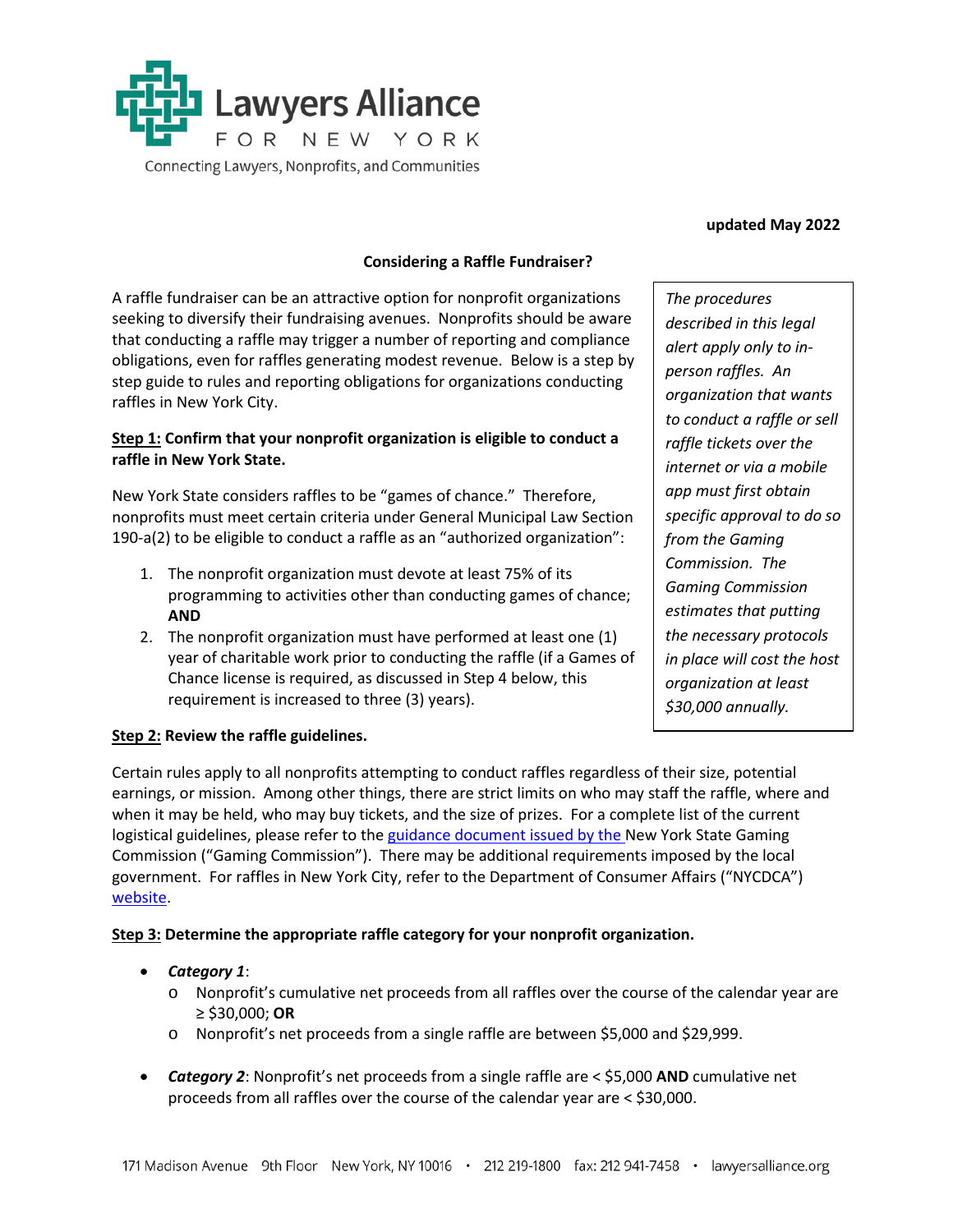**updated May 2022**

## Considering a Raffle Fundraiser?

A raffle fundraiser can be an attractive option for nonprofit organizations seeking to diversify their fundraising avenues. Nonprofits should be aware that conducting a raffle may trigger a number of reporting and compliance obligations, even for raffles generating modest revenue. Below is a step by step guide to rules and reporting obligations for organizations conducting raffles in New York City.

*The procedures described in this legal alert apply only to in-person raffles. An organization that wants to conduct a raffle or sell raffle tickets over the internet or via a mobile app must first obtain specific approval to do so from the Gaming Commission. The Gaming Commission estimates that putting the necessary protocols in place will cost the host organization at least $30,000 annually.*

### Step 1: Confirm that your nonprofit organization is eligible to conduct a raffle in New York State.

New York State considers raffles to be "games of chance." Therefore, nonprofits must meet certain criteria under General Municipal Law Section 190-a(2) to be eligible to conduct a raffle as an "authorized organization":

1. The nonprofit organization must devote at least 75% of its programming to activities other than conducting games of chance; **AND**
2. The nonprofit organization must have performed at least one (1) year of charitable work prior to conducting the raffle (if a Games of Chance license is required, as discussed in Step 4 below, this requirement is increased to three (3) years).

### Step 2: Review the raffle guidelines.

Certain rules apply to all nonprofits attempting to conduct raffles regardless of their size, potential earnings, or mission. Among other things, there are strict limits on who may staff the raffle, where and when it may be held, who may buy tickets, and the size of prizes. For a complete list of the current logistical guidelines, please refer to the guidance document issued by the New York State Gaming Commission ("Gaming Commission"). There may be additional requirements imposed by the local government. For raffles in New York City, refer to the Department of Consumer Affairs ("NYCDCA") website.

### Step 3: Determine the appropriate raffle category for your nonprofit organization.

- ***Category 1***:
  - Nonprofit's cumulative net proceeds from all raffles over the course of the calendar year are ≥ $30,000; **OR**
  - Nonprofit's net proceeds from a single raffle are between $5,000 and $29,999.
- ***Category 2***: Nonprofit's net proceeds from a single raffle are < $5,000 **AND** cumulative net proceeds from all raffles over the course of the calendar year are < $30,000.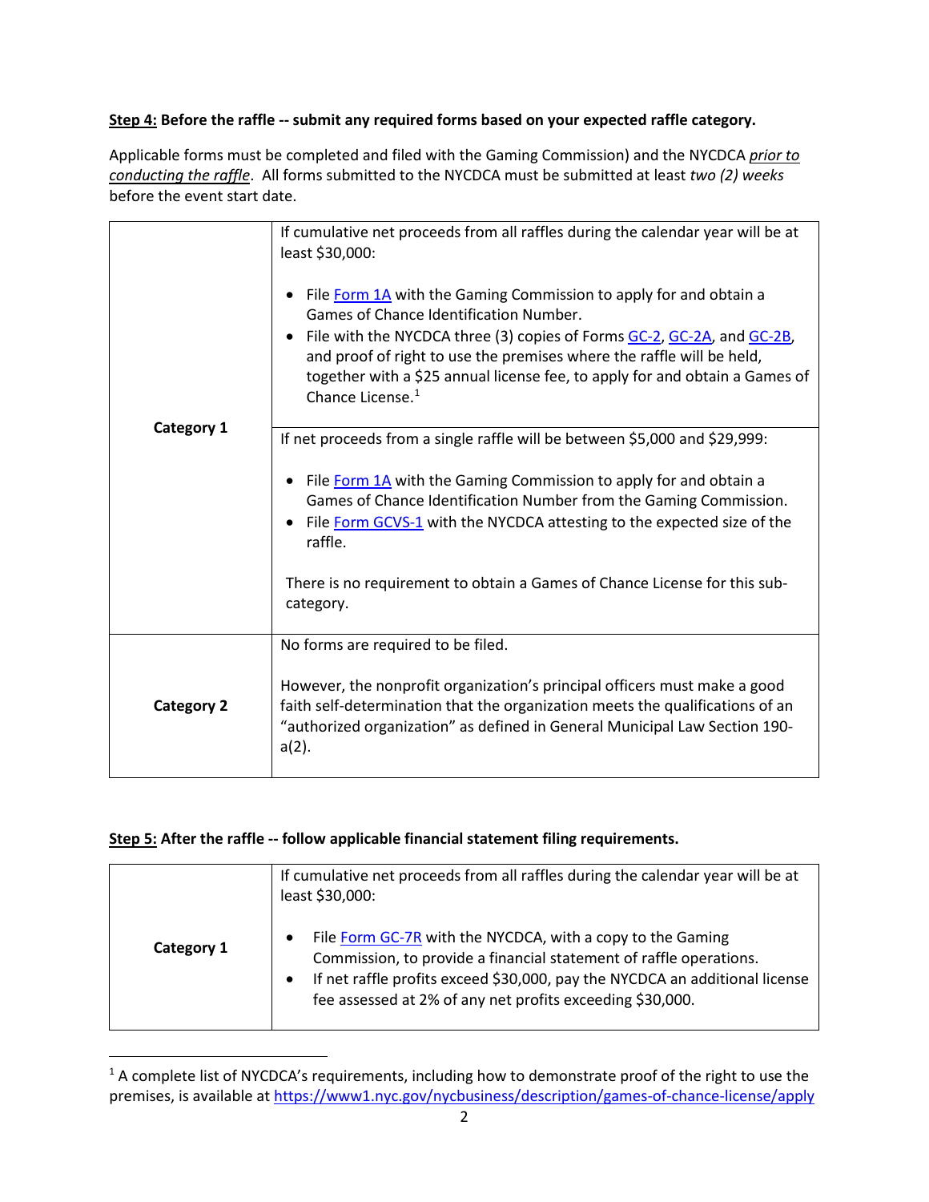**Step 4:** **Before the raffle -- submit any required forms based on your expected raffle category.**

Applicable forms must be completed and filed with the Gaming Commission) and the NYCDCA *prior to conducting the raffle*. All forms submitted to the NYCDCA must be submitted at least *two (2) weeks* before the event start date.

| | |
|---|---|
| **Category 1** | If cumulative net proceeds from all raffles during the calendar year will be at least $30,000:<br><br>• File Form 1A with the Gaming Commission to apply for and obtain a Games of Chance Identification Number.<br>• File with the NYCDCA three (3) copies of Forms GC-2, GC-2A, and GC-2B, and proof of right to use the premises where the raffle will be held, together with a $25 annual license fee, to apply for and obtain a Games of Chance License.[1] |
| | If net proceeds from a single raffle will be between $5,000 and $29,999:<br><br>• File Form 1A with the Gaming Commission to apply for and obtain a Games of Chance Identification Number from the Gaming Commission.<br>• File Form GCVS-1 with the NYCDCA attesting to the expected size of the raffle.<br><br>There is no requirement to obtain a Games of Chance License for this sub-category. |
| **Category 2** | No forms are required to be filed.<br><br>However, the nonprofit organization's principal officers must make a good faith self-determination that the organization meets the qualifications of an "authorized organization" as defined in General Municipal Law Section 190-a(2). |

**Step 5:** **After the raffle -- follow applicable financial statement filing requirements.**

| | |
|---|---|
| **Category 1** | If cumulative net proceeds from all raffles during the calendar year will be at least $30,000:<br><br>• File Form GC-7R with the NYCDCA, with a copy to the Gaming Commission, to provide a financial statement of raffle operations.<br>• If net raffle profits exceed $30,000, pay the NYCDCA an additional license fee assessed at 2% of any net profits exceeding $30,000. |

[1] A complete list of NYCDCA's requirements, including how to demonstrate proof of the right to use the premises, is available at https://www1.nyc.gov/nycbusiness/description/games-of-chance-license/apply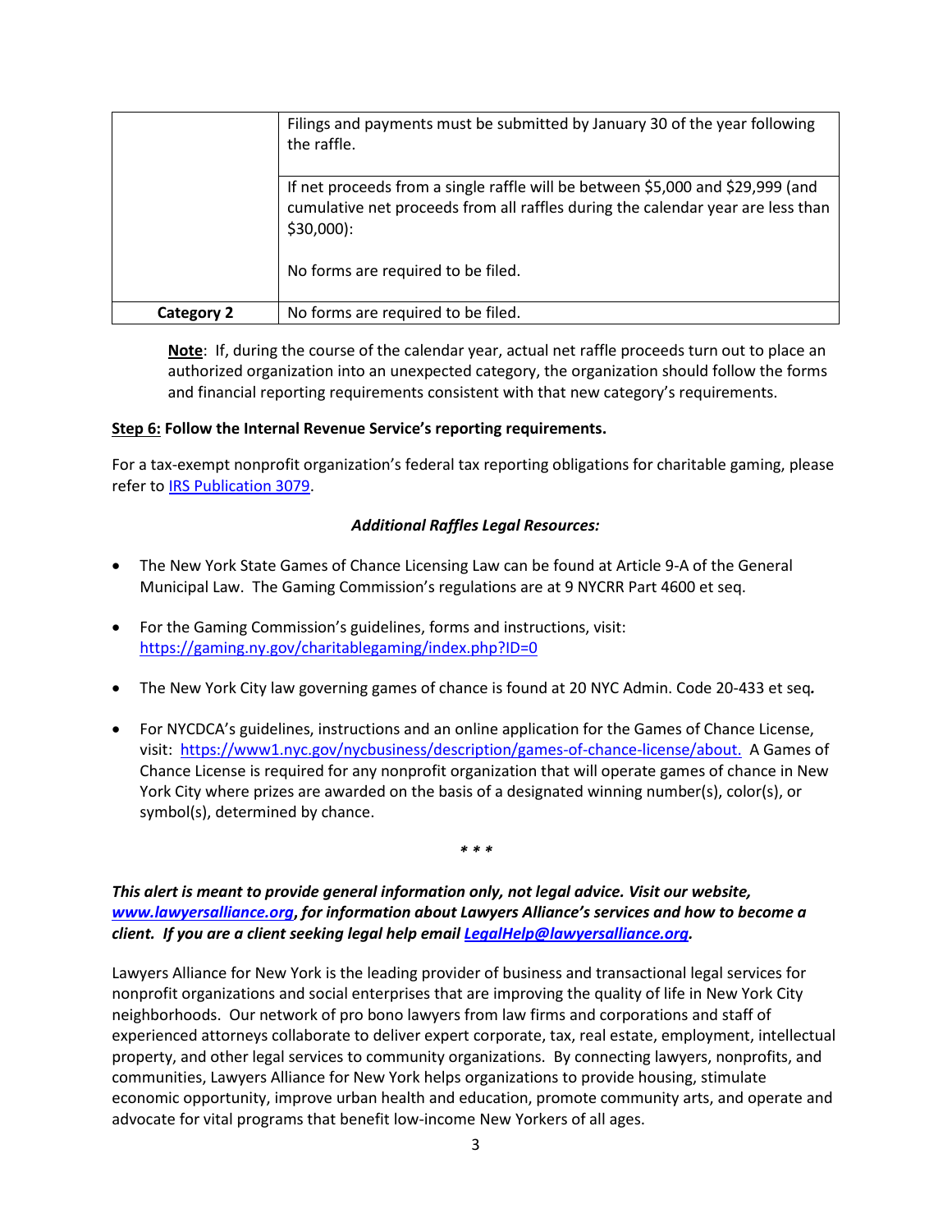| | |
|---|---|
| | Filings and payments must be submitted by January 30 of the year following the raffle.<br><br>If net proceeds from a single raffle will be between $5,000 and $29,999 (and cumulative net proceeds from all raffles during the calendar year are less than $30,000):<br><br>No forms are required to be filed. |
| **Category 2** | No forms are required to be filed. |

**Note**: If, during the course of the calendar year, actual net raffle proceeds turn out to place an authorized organization into an unexpected category, the organization should follow the forms and financial reporting requirements consistent with that new category's requirements.

**Step 6: Follow the Internal Revenue Service's reporting requirements.**

For a tax-exempt nonprofit organization's federal tax reporting obligations for charitable gaming, please refer to IRS Publication 3079.

***Additional Raffles Legal Resources:***

- The New York State Games of Chance Licensing Law can be found at Article 9-A of the General Municipal Law. The Gaming Commission's regulations are at 9 NYCRR Part 4600 et seq.
- For the Gaming Commission's guidelines, forms and instructions, visit: https://gaming.ny.gov/charitablegaming/index.php?ID=0
- The New York City law governing games of chance is found at 20 NYC Admin. Code 20-433 et seq**.**
- For NYCDCA's guidelines, instructions and an online application for the Games of Chance License, visit: https://www1.nyc.gov/nycbusiness/description/games-of-chance-license/about. A Games of Chance License is required for any nonprofit organization that will operate games of chance in New York City where prizes are awarded on the basis of a designated winning number(s), color(s), or symbol(s), determined by chance.

\* \* \*

***This alert is meant to provide general information only, not legal advice. Visit our website, www.lawyersalliance.org, for information about Lawyers Alliance's services and how to become a client. If you are a client seeking legal help email LegalHelp@lawyersalliance.org.***

Lawyers Alliance for New York is the leading provider of business and transactional legal services for nonprofit organizations and social enterprises that are improving the quality of life in New York City neighborhoods. Our network of pro bono lawyers from law firms and corporations and staff of experienced attorneys collaborate to deliver expert corporate, tax, real estate, employment, intellectual property, and other legal services to community organizations. By connecting lawyers, nonprofits, and communities, Lawyers Alliance for New York helps organizations to provide housing, stimulate economic opportunity, improve urban health and education, promote community arts, and operate and advocate for vital programs that benefit low-income New Yorkers of all ages.